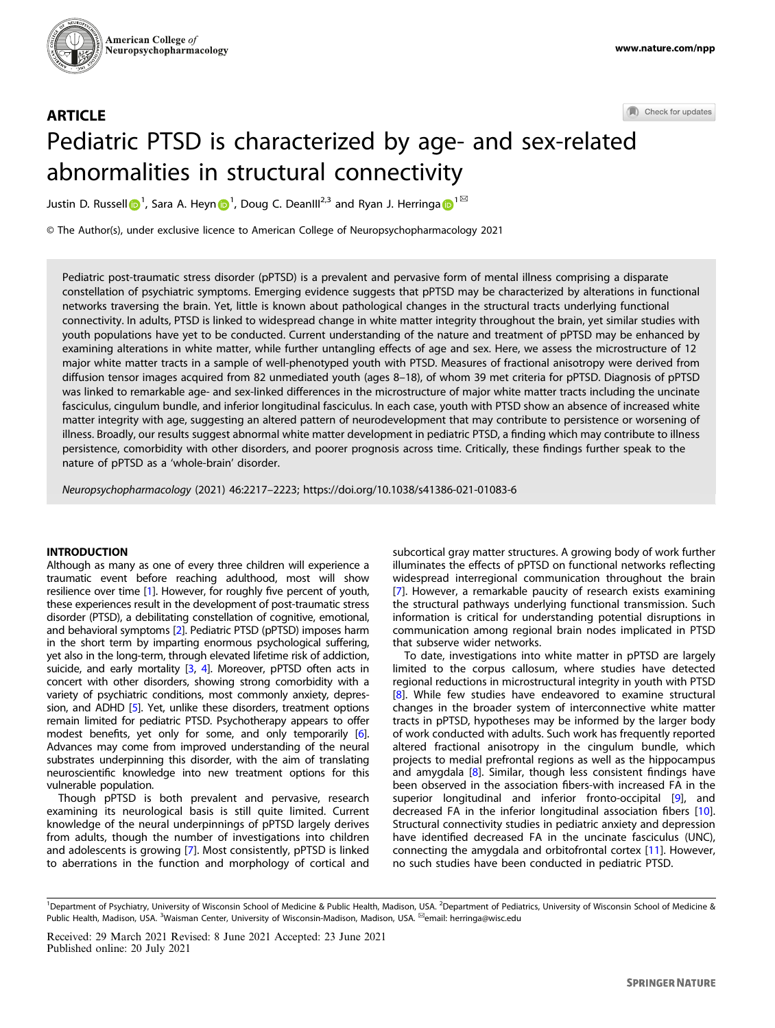## ARTICLE

# Pediatric PTSD is characterized by age- and sex-related abnormalities in structural connectivity

Justin D. Russell[1], Sara A. Heyn[1], Doug C. DeanIII[2,3] and Ryan J. Herringa[1]

© The Author(s), under exclusive licence to American College of Neuropsychopharmacology 2021

Pediatric post-traumatic stress disorder (pPTSD) is a prevalent and pervasive form of mental illness comprising a disparate constellation of psychiatric symptoms. Emerging evidence suggests that pPTSD may be characterized by alterations in functional networks traversing the brain. Yet, little is known about pathological changes in the structural tracts underlying functional connectivity. In adults, PTSD is linked to widespread change in white matter integrity throughout the brain, yet similar studies with youth populations have yet to be conducted. Current understanding of the nature and treatment of pPTSD may be enhanced by examining alterations in white matter, while further untangling effects of age and sex. Here, we assess the microstructure of 12 major white matter tracts in a sample of well-phenotyped youth with PTSD. Measures of fractional anisotropy were derived from diffusion tensor images acquired from 82 unmedicated youth (ages 8–18), of whom 39 met criteria for pPTSD. Diagnosis of pPTSD was linked to remarkable age- and sex-linked differences in the microstructure of major white matter tracts including the uncinate fasciculus, cingulum bundle, and inferior longitudinal fasciculus. In each case, youth with PTSD show an absence of increased white matter integrity with age, suggesting an altered pattern of neurodevelopment that may contribute to persistence or worsening of illness. Broadly, our results suggest abnormal white matter development in pediatric PTSD, a finding which may contribute to illness persistence, comorbidity with other disorders, and poorer prognosis across time. Critically, these findings further speak to the nature of pPTSD as a 'whole-brain' disorder.

*Neuropsychopharmacology* (2021) 46:2217–2223; https://doi.org/10.1038/s41386-021-01083-6

## INTRODUCTION

Although as many as one of every three children will experience a traumatic event before reaching adulthood, most will show resilience over time [1]. However, for roughly five percent of youth, these experiences result in the development of post-traumatic stress disorder (PTSD), a debilitating constellation of cognitive, emotional, and behavioral symptoms [2]. Pediatric PTSD (pPTSD) imposes harm in the short term by imparting enormous psychological suffering, yet also in the long-term, through elevated lifetime risk of addiction, suicide, and early mortality [3, 4]. Moreover, pPTSD often acts in concert with other disorders, showing strong comorbidity with a variety of psychiatric conditions, most commonly anxiety, depression, and ADHD [5]. Yet, unlike these disorders, treatment options remain limited for pediatric PTSD. Psychotherapy appears to offer modest benefits, yet only for some, and only temporarily [6]. Advances may come from improved understanding of the neural substrates underpinning this disorder, with the aim of translating neuroscientific knowledge into new treatment options for this vulnerable population.

Though pPTSD is both prevalent and pervasive, research examining its neurological basis is still quite limited. Current knowledge of the neural underpinnings of pPTSD largely derives from adults, though the number of investigations into children and adolescents is growing [7]. Most consistently, pPTSD is linked to aberrations in the function and morphology of cortical and subcortical gray matter structures. A growing body of work further illuminates the effects of pPTSD on functional networks reflecting widespread interregional communication throughout the brain [7]. However, a remarkable paucity of research exists examining the structural pathways underlying functional transmission. Such information is critical for understanding potential disruptions in communication among regional brain nodes implicated in PTSD that subserve wider networks.

To date, investigations into white matter in pPTSD are largely limited to the corpus callosum, where studies have detected regional reductions in microstructural integrity in youth with PTSD [8]. While few studies have endeavored to examine structural changes in the broader system of interconnective white matter tracts in pPTSD, hypotheses may be informed by the larger body of work conducted with adults. Such work has frequently reported altered fractional anisotropy in the cingulum bundle, which projects to medial prefrontal regions as well as the hippocampus and amygdala [8]. Similar, though less consistent findings have been observed in the association fibers-with increased FA in the superior longitudinal and inferior fronto-occipital [9], and decreased FA in the inferior longitudinal association fibers [10]. Structural connectivity studies in pediatric anxiety and depression have identified decreased FA in the uncinate fasciculus (UNC), connecting the amygdala and orbitofrontal cortex [11]. However, no such studies have been conducted in pediatric PTSD.

[1]Department of Psychiatry, University of Wisconsin School of Medicine & Public Health, Madison, USA. [2]Department of Pediatrics, University of Wisconsin School of Medicine & Public Health, Madison, USA. [3]Waisman Center, University of Wisconsin-Madison, Madison, USA. ✉email: herringa@wisc.edu

Received: 29 March 2021 Revised: 8 June 2021 Accepted: 23 June 2021
Published online: 20 July 2021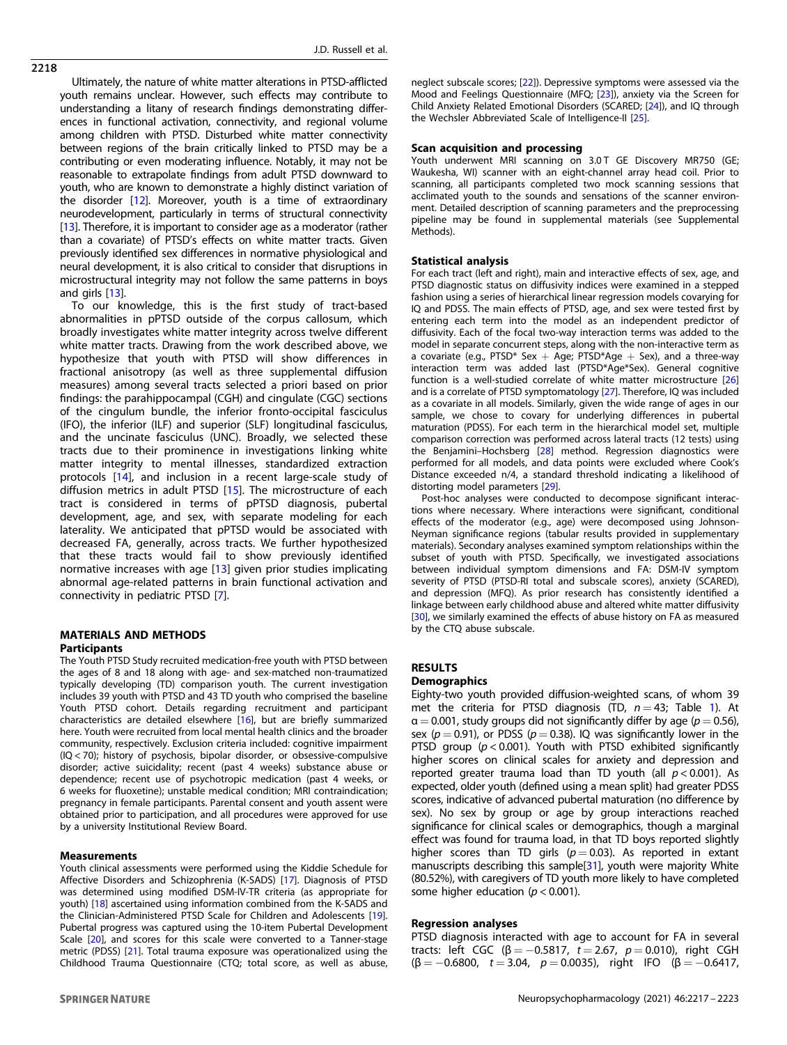Ultimately, the nature of white matter alterations in PTSD-afflicted youth remains unclear. However, such effects may contribute to understanding a litany of research findings demonstrating differences in functional activation, connectivity, and regional volume among children with PTSD. Disturbed white matter connectivity between regions of the brain critically linked to PTSD may be a contributing or even moderating influence. Notably, it may not be reasonable to extrapolate findings from adult PTSD downward to youth, who are known to demonstrate a highly distinct variation of the disorder [12]. Moreover, youth is a time of extraordinary neurodevelopment, particularly in terms of structural connectivity [13]. Therefore, it is important to consider age as a moderator (rather than a covariate) of PTSD's effects on white matter tracts. Given previously identified sex differences in normative physiological and neural development, it is also critical to consider that disruptions in microstructural integrity may not follow the same patterns in boys and girls [13].

To our knowledge, this is the first study of tract-based abnormalities in pPTSD outside of the corpus callosum, which broadly investigates white matter integrity across twelve different white matter tracts. Drawing from the work described above, we hypothesize that youth with PTSD will show differences in fractional anisotropy (as well as three supplemental diffusion measures) among several tracts selected a priori based on prior findings: the parahippocampal (CGH) and cingulate (CGC) sections of the cingulum bundle, the inferior fronto-occipital fasciculus (IFO), the inferior (ILF) and superior (SLF) longitudinal fasciculus, and the uncinate fasciculus (UNC). Broadly, we selected these tracts due to their prominence in investigations linking white matter integrity to mental illnesses, standardized extraction protocols [14], and inclusion in a recent large-scale study of diffusion metrics in adult PTSD [15]. The microstructure of each tract is considered in terms of pPTSD diagnosis, pubertal development, age, and sex, with separate modeling for each laterality. We anticipated that pPTSD would be associated with decreased FA, generally, across tracts. We further hypothesized that these tracts would fail to show previously identified normative increases with age [13] given prior studies implicating abnormal age-related patterns in brain functional activation and connectivity in pediatric PTSD [7].

## MATERIALS AND METHODS

### Participants

The Youth PTSD Study recruited medication-free youth with PTSD between the ages of 8 and 18 along with age- and sex-matched non-traumatized typically developing (TD) comparison youth. The current investigation includes 39 youth with PTSD and 43 TD youth who comprised the baseline Youth PTSD cohort. Details regarding recruitment and participant characteristics are detailed elsewhere [16], but are briefly summarized here. Youth were recruited from local mental health clinics and the broader community, respectively. Exclusion criteria included: cognitive impairment (IQ < 70); history of psychosis, bipolar disorder, or obsessive-compulsive disorder; active suicidality; recent (past 4 weeks) substance abuse or dependence; recent use of psychotropic medication (past 4 weeks, or 6 weeks for fluoxetine); unstable medical condition; MRI contraindication; pregnancy in female participants. Parental consent and youth assent were obtained prior to participation, and all procedures were approved for use by a university Institutional Review Board.

### Measurements

Youth clinical assessments were performed using the Kiddie Schedule for Affective Disorders and Schizophrenia (K-SADS) [17]. Diagnosis of PTSD was determined using modified DSM-IV-TR criteria (as appropriate for youth) [18] ascertained using information combined from the K-SADS and the Clinician-Administered PTSD Scale for Children and Adolescents [19]. Pubertal progress was captured using the 10-item Pubertal Development Scale [20], and scores for this scale were converted to a Tanner-stage metric (PDSS) [21]. Total trauma exposure was operationalized using the Childhood Trauma Questionnaire (CTQ; total score, as well as abuse, neglect subscale scores; [22]). Depressive symptoms were assessed via the Mood and Feelings Questionnaire (MFQ; [23]), anxiety via the Screen for Child Anxiety Related Emotional Disorders (SCARED; [24]), and IQ through the Wechsler Abbreviated Scale of Intelligence-II [25].

### Scan acquisition and processing

Youth underwent MRI scanning on 3.0 T GE Discovery MR750 (GE; Waukesha, WI) scanner with an eight-channel array head coil. Prior to scanning, all participants completed two mock scanning sessions that acclimated youth to the sounds and sensations of the scanner environment. Detailed description of scanning parameters and the preprocessing pipeline may be found in supplemental materials (see Supplemental Methods).

### Statistical analysis

For each tract (left and right), main and interactive effects of sex, age, and PTSD diagnostic status on diffusivity indices were examined in a stepped fashion using a series of hierarchical linear regression models covarying for IQ and PDSS. The main effects of PTSD, age, and sex were tested first by entering each term into the model as an independent predictor of diffusivity. Each of the focal two-way interaction terms was added to the model in separate concurrent steps, along with the non-interactive term as a covariate (e.g., PTSD* Sex + Age; PTSD*Age + Sex), and a three-way interaction term was added last (PTSD*Age*Sex). General cognitive function is a well-studied correlate of white matter microstructure [26] and is a correlate of PTSD symptomatology [27]. Therefore, IQ was included as a covariate in all models. Similarly, given the wide range of ages in our sample, we chose to covary for underlying differences in pubertal maturation (PDSS). For each term in the hierarchical model set, multiple comparison correction was performed across lateral tracts (12 tests) using the Benjamini–Hochsberg [28] method. Regression diagnostics were performed for all models, and data points were excluded where Cook's Distance exceeded n/4, a standard threshold indicating a likelihood of distorting model parameters [29].

Post-hoc analyses were conducted to decompose significant interactions where necessary. Where interactions were significant, conditional effects of the moderator (e.g., age) were decomposed using Johnson-Neyman significance regions (tabular results provided in supplementary materials). Secondary analyses examined symptom relationships within the subset of youth with PTSD. Specifically, we investigated associations between individual symptom dimensions and FA: DSM-IV symptom severity of PTSD (PTSD-RI total and subscale scores), anxiety (SCARED), and depression (MFQ). As prior research has consistently identified a linkage between early childhood abuse and altered white matter diffusivity [30], we similarly examined the effects of abuse history on FA as measured by the CTQ abuse subscale.

## RESULTS

### Demographics

Eighty-two youth provided diffusion-weighted scans, of whom 39 met the criteria for PTSD diagnosis (TD, $n = 43$; Table 1). At $\alpha = 0.001$, study groups did not significantly differ by age ($p = 0.56$), sex ($p = 0.91$), or PDSS ($p = 0.38$). IQ was significantly lower in the PTSD group ($p < 0.001$). Youth with PTSD exhibited significantly higher scores on clinical scales for anxiety and depression and reported greater trauma load than TD youth (all $p < 0.001$). As expected, older youth (defined using a mean split) had greater PDSS scores, indicative of advanced pubertal maturation (no difference by sex). No sex by group or age by group interactions reached significance for clinical scales or demographics, though a marginal effect was found for trauma load, in that TD boys reported slightly higher scores than TD girls ($p = 0.03$). As reported in extant manuscripts describing this sample[31], youth were majority White (80.52%), with caregivers of TD youth more likely to have completed some higher education ($p < 0.001$).

### Regression analyses

PTSD diagnosis interacted with age to account for FA in several tracts: left CGC ($\beta = -0.5817$, $t = 2.67$, $p = 0.010$), right CGH ($\beta = -0.6800$, $t = 3.04$, $p = 0.0035$), right IFO ($\beta = -0.6417$,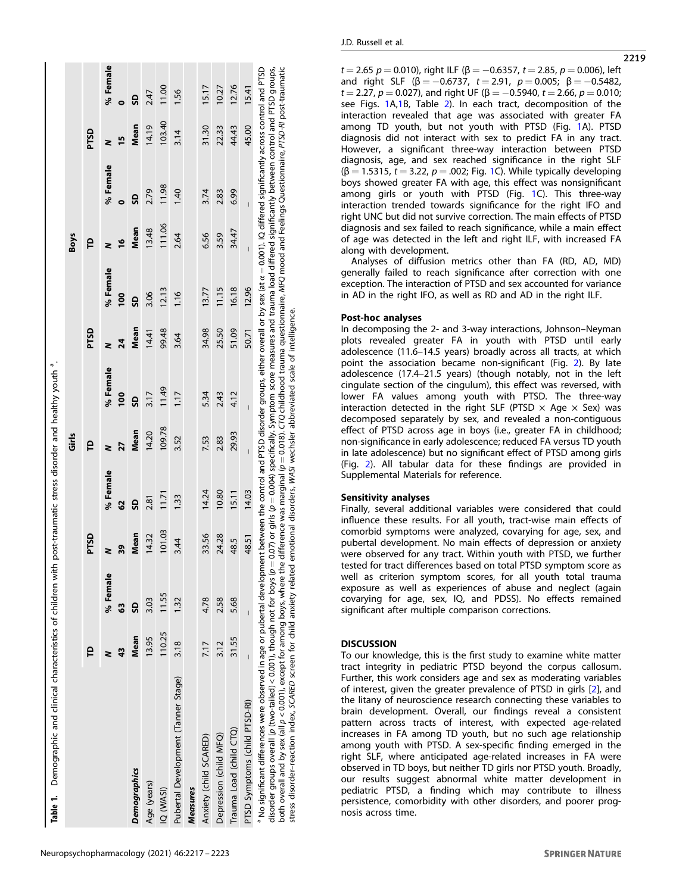**Table 1.** Demographic and clinical characteristics of children with post-traumatic stress disorder and healthy youth [a].

| | TD | | PTSD | | Girls TD | | Girls PTSD | | Boys TD | | Boys PTSD | |
|---|---|---|---|---|---|---|---|---|---|---|---|---|
| | *N* | % Female | *N* | % Female | *N* | % Female | *N* | % Female | *N* | % Female | *N* | % Female |
| | 43 | 63 | 39 | 62 | 27 | 100 | 24 | 100 | 16 | 0 | 15 | 0 |
| ***Demographics*** | **Mean** | **SD** | **Mean** | **SD** | **Mean** | **SD** | **Mean** | **SD** | **Mean** | **SD** | **Mean** | **SD** |
| Age (years) | 13.95 | 3.03 | 14.32 | 2.81 | 14.20 | 3.17 | 14.41 | 3.06 | 13.48 | 2.79 | 14.19 | 2.47 |
| IQ (WASI) | 110.25 | 11.55 | 101.03 | 11.71 | 109.78 | 11.49 | 99.48 | 12.13 | 111.06 | 11.98 | 103.40 | 11.00 |
| Pubertal Development (Tanner Stage) | 3.18 | 1.32 | 3.44 | 1.33 | 3.52 | 1.17 | 3.64 | 1.16 | 2.64 | 1.40 | 3.14 | 1.56 |
| ***Measures*** | | | | | | | | | | | | |
| Anxiety (child SCARED) | 7.17 | 4.78 | 33.56 | 14.24 | 7.53 | 5.34 | 34.98 | 13.77 | 6.56 | 3.74 | 31.30 | 15.17 |
| Depression (child MFQ) | 3.12 | 2.58 | 24.28 | 10.80 | 2.83 | 2.43 | 25.50 | 11.15 | 3.59 | 2.83 | 22.33 | 10.27 |
| Trauma Load (child CTQ) | 31.55 | 5.68 | 48.5 | 15.11 | 29.93 | 4.12 | 51.09 | 16.18 | 34.47 | 6.99 | 44.43 | 12.76 |
| PTSD Symptoms (child PTSD-RI) | – | – | 48.51 | 14.03 | – | – | 50.71 | 12.96 | – | – | 45.00 | 15.41 |

[a] No significant differences were observed in age or pubertal development between the control and PTSD disorder groups, either overall or by sex (at $\alpha = 0.001$). IQ differed significantly across control and PTSD disorder groups overall [$p$ (two-tailed) < 0.001), though not for boys ($p = 0.07$) or girls ($p = 0.004$) specifically. Symptom score measures and trauma load differed significantly between control and PTSD groups, both overall and by sex (all $p < 0.001$), except for among boys, where the difference was marginal ($p = 0.018$). *CTQ* childhood trauma questionnaire, *MFQ* mood and Feelings Questionnaire, *PTSD-RI* post-traumatic stress disorder–reaction index, *SCARED* screen for child anxiety related emotional disorders, *WASI* wechsler abbreviated scale of intelligence.

$t = 2.65$ $p = 0.010$), right ILF ($\beta = -0.6357$, $t = 2.85$, $p = 0.006$), left and right SLF ($\beta = -0.6737$, $t = 2.91$, $p = 0.005$; $\beta = -0.5482$, $t = 2.27$, $p = 0.027$), and right UF ($\beta = -0.5940$, $t = 2.66$, $p = 0.010$; see Figs. 1A,1B, Table 2). In each tract, decomposition of the interaction revealed that age was associated with greater FA among TD youth, but not youth with PTSD (Fig. 1A). PTSD diagnosis did not interact with sex to predict FA in any tract. However, a significant three-way interaction between PTSD diagnosis, age, and sex reached significance in the right SLF ($\beta = 1.5315$, $t = 3.22$, $p = .002$; Fig. 1C). While typically developing boys showed greater FA with age, this effect was nonsignificant among girls or youth with PTSD (Fig. 1C). This three-way interaction trended towards significance for the right IFO and right UNC but did not survive correction. The main effects of PTSD diagnosis and sex failed to reach significance, while a main effect of age was detected in the left and right ILF, with increased FA along with development.

Analyses of diffusion metrics other than FA (RD, AD, MD) generally failed to reach significance after correction with one exception. The interaction of PTSD and sex accounted for variance in AD in the right IFO, as well as RD and AD in the right ILF.

### Post-hoc analyses

In decomposing the 2- and 3-way interactions, Johnson–Neyman plots revealed greater FA in youth with PTSD until early adolescence (11.6–14.5 years) broadly across all tracts, at which point the association became non-significant (Fig. 2). By late adolescence (17.4–21.5 years) (though notably, not in the left cingulate section of the cingulum), this effect was reversed, with lower FA values among youth with PTSD. The three-way interaction detected in the right SLF (PTSD × Age × Sex) was decomposed separately by sex, and revealed a non-contiguous effect of PTSD across age in boys (i.e., greater FA in childhood; non-significance in early adolescence; reduced FA versus TD youth in late adolescence) but no significant effect of PTSD among girls (Fig. 2). All tabular data for these findings are provided in Supplemental Materials for reference.

### Sensitivity analyses

Finally, several additional variables were considered that could influence these results. For all youth, tract-wise main effects of comorbid symptoms were analyzed, covarying for age, sex, and pubertal development. No main effects of depression or anxiety were observed for any tract. Within youth with PTSD, we further tested for tract differences based on total PTSD symptom score as well as criterion symptom scores, for all youth total trauma exposure as well as experiences of abuse and neglect (again covarying for age, sex, IQ, and PDSS). No effects remained significant after multiple comparison corrections.

## DISCUSSION

To our knowledge, this is the first study to examine white matter tract integrity in pediatric PTSD beyond the corpus callosum. Further, this work considers age and sex as moderating variables of interest, given the greater prevalence of PTSD in girls [2], and the litany of neuroscience research connecting these variables to brain development. Overall, our findings reveal a consistent pattern across tracts of interest, with expected age-related increases in FA among TD youth, but no such age relationship among youth with PTSD. A sex-specific finding emerged in the right SLF, where anticipated age-related increases in FA were observed in TD boys, but neither TD girls nor PTSD youth. Broadly, our results suggest abnormal white matter development in pediatric PTSD, a finding which may contribute to illness persistence, comorbidity with other disorders, and poorer prognosis across time.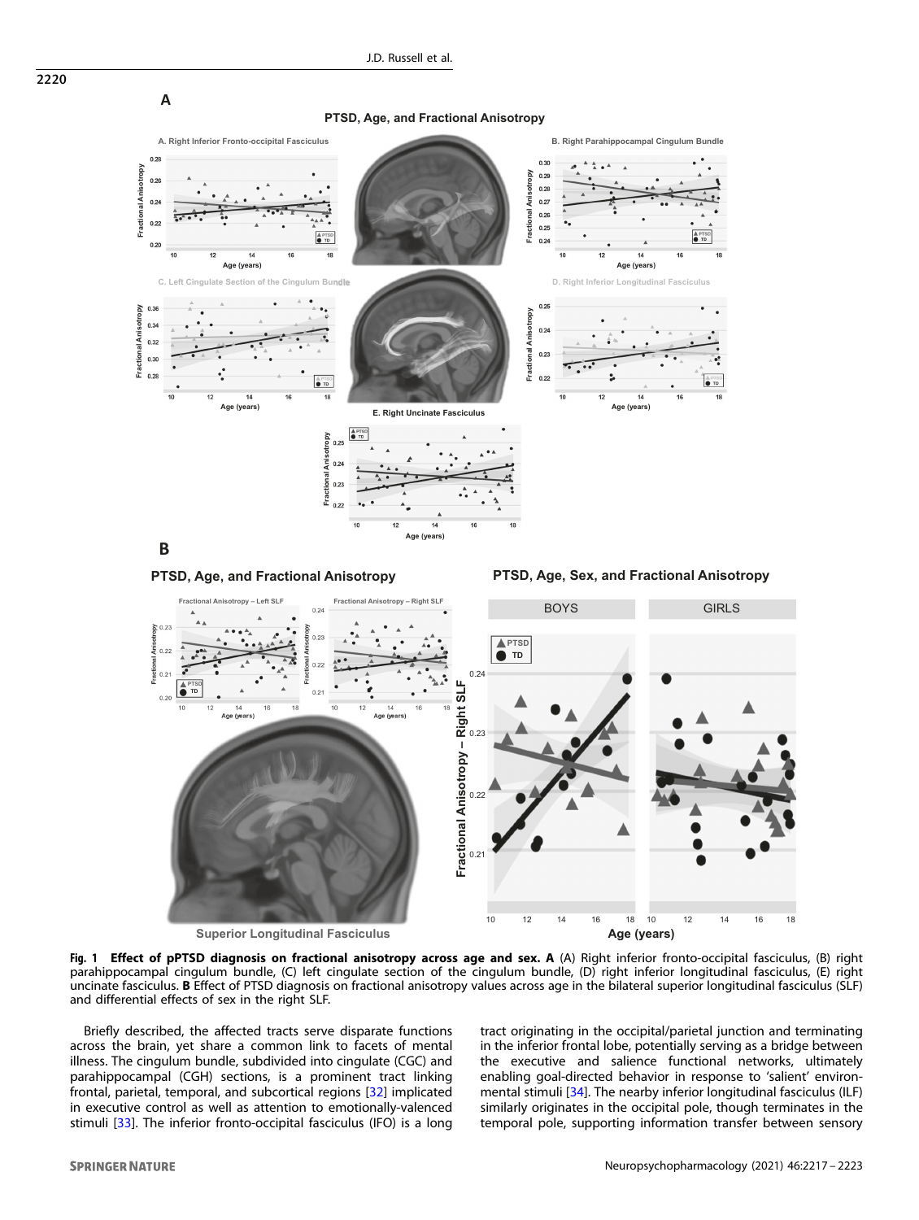**Fig. 1 Effect of pPTSD diagnosis on fractional anisotropy across age and sex. A** (A) Right inferior fronto-occipital fasciculus, (B) right parahippocampal cingulum bundle, (C) left cingulate section of the cingulum bundle, (D) right inferior longitudinal fasciculus, (E) right uncinate fasciculus. **B** Effect of PTSD diagnosis on fractional anisotropy values across age in the bilateral superior longitudinal fasciculus (SLF) and differential effects of sex in the right SLF.

Briefly described, the affected tracts serve disparate functions across the brain, yet share a common link to facets of mental illness. The cingulum bundle, subdivided into cingulate (CGC) and parahippocampal (CGH) sections, is a prominent tract linking frontal, parietal, temporal, and subcortical regions [32] implicated in executive control as well as attention to emotionally-valenced stimuli [33]. The inferior fronto-occipital fasciculus (IFO) is a long tract originating in the occipital/parietal junction and terminating in the inferior frontal lobe, potentially serving as a bridge between the executive and salience functional networks, ultimately enabling goal-directed behavior in response to 'salient' environmental stimuli [34]. The nearby inferior longitudinal fasciculus (ILF) similarly originates in the occipital pole, though terminates in the temporal pole, supporting information transfer between sensory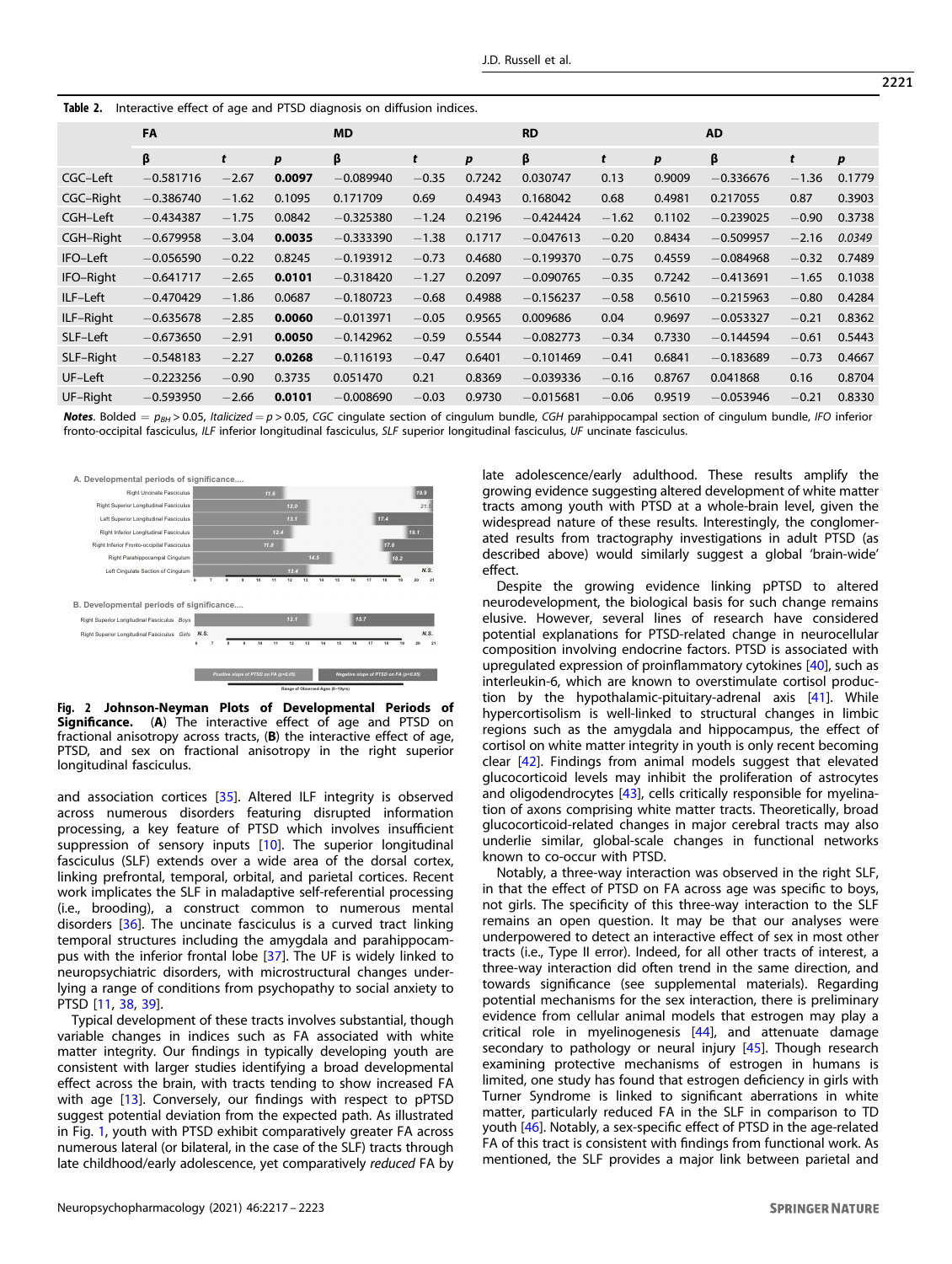**Table 2.** Interactive effect of age and PTSD diagnosis on diffusion indices.

| | FA | | | MD | | | RD | | | AD | | |
|---|---|---|---|---|---|---|---|---|---|---|---|---|
| | β | t | p | β | t | p | β | t | p | β | t | p |
| CGC–Left | −0.581716 | −2.67 | **0.0097** | −0.089940 | −0.35 | 0.7242 | 0.030747 | 0.13 | 0.9009 | −0.336676 | −1.36 | 0.1779 |
| CGC–Right | −0.386740 | −1.62 | 0.1095 | 0.171709 | 0.69 | 0.4943 | 0.168042 | 0.68 | 0.4981 | 0.217055 | 0.87 | 0.3903 |
| CGH–Left | −0.434387 | −1.75 | 0.0842 | −0.325380 | −1.24 | 0.2196 | −0.424424 | −1.62 | 0.1102 | −0.239025 | −0.90 | 0.3738 |
| CGH–Right | −0.679958 | −3.04 | **0.0035** | −0.333390 | −1.38 | 0.1717 | −0.047613 | −0.20 | 0.8434 | −0.509957 | −2.16 | *0.0349* |
| IFO–Left | −0.056590 | −0.22 | 0.8245 | −0.193912 | −0.73 | 0.4680 | −0.199370 | −0.75 | 0.4559 | −0.084968 | −0.32 | 0.7489 |
| IFO–Right | −0.641717 | −2.65 | **0.0101** | −0.318420 | −1.27 | 0.2097 | −0.090765 | −0.35 | 0.7242 | −0.413691 | −1.65 | 0.1038 |
| ILF–Left | −0.470429 | −1.86 | 0.0687 | −0.180723 | −0.68 | 0.4988 | −0.156237 | −0.58 | 0.5610 | −0.215963 | −0.80 | 0.4284 |
| ILF–Right | −0.635678 | −2.85 | **0.0060** | −0.013971 | −0.05 | 0.9565 | 0.009686 | 0.04 | 0.9697 | −0.053327 | −0.21 | 0.8362 |
| SLF–Left | −0.673650 | −2.91 | **0.0050** | −0.142962 | −0.59 | 0.5544 | −0.082773 | −0.34 | 0.7330 | −0.144594 | −0.61 | 0.5443 |
| SLF–Right | −0.548183 | −2.27 | **0.0268** | −0.116193 | −0.47 | 0.6401 | −0.101469 | −0.41 | 0.6841 | −0.183689 | −0.73 | 0.4667 |
| UF–Left | −0.223256 | −0.90 | 0.3735 | 0.051470 | 0.21 | 0.8369 | −0.039336 | −0.16 | 0.8767 | 0.041868 | 0.16 | 0.8704 |
| UF–Right | −0.593950 | −2.66 | **0.0101** | −0.008690 | −0.03 | 0.9730 | −0.015681 | −0.06 | 0.9519 | −0.053946 | −0.21 | 0.8330 |

***Notes***. Bolded = $p_{BH} > 0.05$, *Italicized* = $p > 0.05$, *CGC* cingulate section of cingulum bundle, *CGH* parahippocampal section of cingulum bundle, *IFO* inferior fronto-occipital fasciculus, *ILF* inferior longitudinal fasciculus, *SLF* superior longitudinal fasciculus, *UF* uncinate fasciculus.

**Fig. 2 Johnson-Neyman Plots of Developmental Periods of Significance.** (**A**) The interactive effect of age and PTSD on fractional anisotropy across tracts, (**B**) the interactive effect of age, PTSD, and sex on fractional anisotropy in the right superior longitudinal fasciculus.

and association cortices [35]. Altered ILF integrity is observed across numerous disorders featuring disrupted information processing, a key feature of PTSD which involves insufficient suppression of sensory inputs [10]. The superior longitudinal fasciculus (SLF) extends over a wide area of the dorsal cortex, linking prefrontal, temporal, orbital, and parietal cortices. Recent work implicates the SLF in maladaptive self-referential processing (i.e., brooding), a construct common to numerous mental disorders [36]. The uncinate fasciculus is a curved tract linking temporal structures including the amygdala and parahippocampus with the inferior frontal lobe [37]. The UF is widely linked to neuropsychiatric disorders, with microstructural changes underlying a range of conditions from psychopathy to social anxiety to PTSD [11, 38, 39].

Typical development of these tracts involves substantial, though variable changes in indices such as FA associated with white matter integrity. Our findings in typically developing youth are consistent with larger studies identifying a broad developmental effect across the brain, with tracts tending to show increased FA with age [13]. Conversely, our findings with respect to pPTSD suggest potential deviation from the expected path. As illustrated in Fig. 1, youth with PTSD exhibit comparatively greater FA across numerous lateral (or bilateral, in the case of the SLF) tracts through late childhood/early adolescence, yet comparatively *reduced* FA by late adolescence/early adulthood. These results amplify the growing evidence suggesting altered development of white matter tracts among youth with PTSD at a whole-brain level, given the widespread nature of these results. Interestingly, the conglomerated results from tractography investigations in adult PTSD (as described above) would similarly suggest a global 'brain-wide' effect.

Despite the growing evidence linking pPTSD to altered neurodevelopment, the biological basis for such change remains elusive. However, several lines of research have considered potential explanations for PTSD-related change in neurocellular composition involving endocrine factors. PTSD is associated with upregulated expression of proinflammatory cytokines [40], such as interleukin-6, which are known to overstimulate cortisol production by the hypothalamic-pituitary-adrenal axis [41]. While hypercortisolism is well-linked to structural changes in limbic regions such as the amygdala and hippocampus, the effect of cortisol on white matter integrity in youth is only recent becoming clear [42]. Findings from animal models suggest that elevated glucocorticoid levels may inhibit the proliferation of astrocytes and oligodendrocytes [43], cells critically responsible for myelination of axons comprising white matter tracts. Theoretically, broad glucocorticoid-related changes in major cerebral tracts may also underlie similar, global-scale changes in functional networks known to co-occur with PTSD.

Notably, a three-way interaction was observed in the right SLF, in that the effect of PTSD on FA across age was specific to boys, not girls. The specificity of this three-way interaction to the SLF remains an open question. It may be that our analyses were underpowered to detect an interactive effect of sex in most other tracts (i.e., Type II error). Indeed, for all other tracts of interest, a three-way interaction did often trend in the same direction, and towards significance (see supplemental materials). Regarding potential mechanisms for the sex interaction, there is preliminary evidence from cellular animal models that estrogen may play a critical role in myelinogenesis [44], and attenuate damage secondary to pathology or neural injury [45]. Though research examining protective mechanisms of estrogen in humans is limited, one study has found that estrogen deficiency in girls with Turner Syndrome is linked to significant aberrations in white matter, particularly reduced FA in the SLF in comparison to TD youth [46]. Notably, a sex-specific effect of PTSD in the age-related FA of this tract is consistent with findings from functional work. As mentioned, the SLF provides a major link between parietal and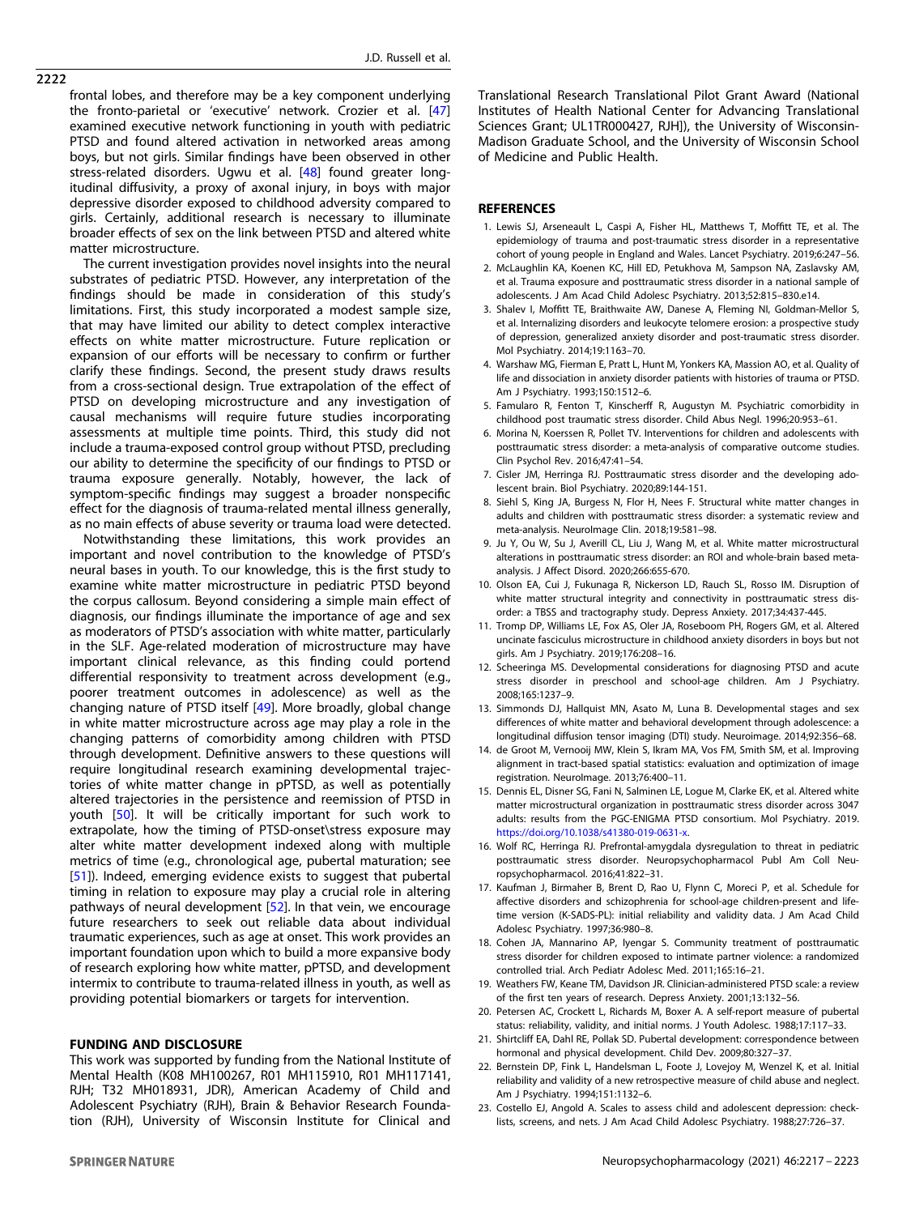frontal lobes, and therefore may be a key component underlying the fronto-parietal or 'executive' network. Crozier et al. [47] examined executive network functioning in youth with pediatric PTSD and found altered activation in networked areas among boys, but not girls. Similar findings have been observed in other stress-related disorders. Ugwu et al. [48] found greater longitudinal diffusivity, a proxy of axonal injury, in boys with major depressive disorder exposed to childhood adversity compared to girls. Certainly, additional research is necessary to illuminate broader effects of sex on the link between PTSD and altered white matter microstructure.

The current investigation provides novel insights into the neural substrates of pediatric PTSD. However, any interpretation of the findings should be made in consideration of this study's limitations. First, this study incorporated a modest sample size, that may have limited our ability to detect complex interactive effects on white matter microstructure. Future replication or expansion of our efforts will be necessary to confirm or further clarify these findings. Second, the present study draws results from a cross-sectional design. True extrapolation of the effect of PTSD on developing microstructure and any investigation of causal mechanisms will require future studies incorporating assessments at multiple time points. Third, this study did not include a trauma-exposed control group without PTSD, precluding our ability to determine the specificity of our findings to PTSD or trauma exposure generally. Notably, however, the lack of symptom-specific findings may suggest a broader nonspecific effect for the diagnosis of trauma-related mental illness generally, as no main effects of abuse severity or trauma load were detected.

Notwithstanding these limitations, this work provides an important and novel contribution to the knowledge of PTSD's neural bases in youth. To our knowledge, this is the first study to examine white matter microstructure in pediatric PTSD beyond the corpus callosum. Beyond considering a simple main effect of diagnosis, our findings illuminate the importance of age and sex as moderators of PTSD's association with white matter, particularly in the SLF. Age-related moderation of microstructure may have important clinical relevance, as this finding could portend differential responsivity to treatment across development (e.g., poorer treatment outcomes in adolescence) as well as the changing nature of PTSD itself [49]. More broadly, global change in white matter microstructure across age may play a role in the changing patterns of comorbidity among children with PTSD through development. Definitive answers to these questions will require longitudinal research examining developmental trajectories of white matter change in pPTSD, as well as potentially altered trajectories in the persistence and reemission of PTSD in youth [50]. It will be critically important for such work to extrapolate, how the timing of PTSD-onset\stress exposure may alter white matter development indexed along with multiple metrics of time (e.g., chronological age, pubertal maturation; see [51]). Indeed, emerging evidence exists to suggest that pubertal timing in relation to exposure may play a crucial role in altering pathways of neural development [52]. In that vein, we encourage future researchers to seek out reliable data about individual traumatic experiences, such as age at onset. This work provides an important foundation upon which to build a more expansive body of research exploring how white matter, pPTSD, and development intermix to contribute to trauma-related illness in youth, as well as providing potential biomarkers or targets for intervention.

## FUNDING AND DISCLOSURE

This work was supported by funding from the National Institute of Mental Health (K08 MH100267, R01 MH115910, R01 MH117141, RJH; T32 MH018931, JDR), American Academy of Child and Adolescent Psychiatry (RJH), Brain & Behavior Research Foundation (RJH), University of Wisconsin Institute for Clinical and Translational Research Translational Pilot Grant Award (National Institutes of Health National Center for Advancing Translational Sciences Grant; UL1TR000427, RJH]), the University of Wisconsin-Madison Graduate School, and the University of Wisconsin School of Medicine and Public Health.

## REFERENCES

1. Lewis SJ, Arseneault L, Caspi A, Fisher HL, Matthews T, Moffitt TE, et al. The epidemiology of trauma and post-traumatic stress disorder in a representative cohort of young people in England and Wales. Lancet Psychiatry. 2019;6:247–56.
2. McLaughlin KA, Koenen KC, Hill ED, Petukhova M, Sampson NA, Zaslavsky AM, et al. Trauma exposure and posttraumatic stress disorder in a national sample of adolescents. J Am Acad Child Adolesc Psychiatry. 2013;52:815–830.e14.
3. Shalev I, Moffitt TE, Braithwaite AW, Danese A, Fleming NI, Goldman-Mellor S, et al. Internalizing disorders and leukocyte telomere erosion: a prospective study of depression, generalized anxiety disorder and post-traumatic stress disorder. Mol Psychiatry. 2014;19:1163–70.
4. Warshaw MG, Fierman E, Pratt L, Hunt M, Yonkers KA, Massion AO, et al. Quality of life and dissociation in anxiety disorder patients with histories of trauma or PTSD. Am J Psychiatry. 1993;150:1512–6.
5. Famularo R, Fenton T, Kinscherff R, Augustyn M. Psychiatric comorbidity in childhood post traumatic stress disorder. Child Abus Negl. 1996;20:953–61.
6. Morina N, Koerssen R, Pollet TV. Interventions for children and adolescents with posttraumatic stress disorder: a meta-analysis of comparative outcome studies. Clin Psychol Rev. 2016;47:41–54.
7. Cisler JM, Herringa RJ. Posttraumatic stress disorder and the developing adolescent brain. Biol Psychiatry. 2020;89:144-151.
8. Siehl S, King JA, Burgess N, Flor H, Nees F. Structural white matter changes in adults and children with posttraumatic stress disorder: a systematic review and meta-analysis. NeuroImage Clin. 2018;19:581–98.
9. Ju Y, Ou W, Su J, Averill CL, Liu J, Wang M, et al. White matter microstructural alterations in posttraumatic stress disorder: an ROI and whole-brain based meta-analysis. J Affect Disord. 2020;266:655-670.
10. Olson EA, Cui J, Fukunaga R, Nickerson LD, Rauch SL, Rosso IM. Disruption of white matter structural integrity and connectivity in posttraumatic stress disorder: a TBSS and tractography study. Depress Anxiety. 2017;34:437-445.
11. Tromp DP, Williams LE, Fox AS, Oler JA, Roseboom PH, Rogers GM, et al. Altered uncinate fasciculus microstructure in childhood anxiety disorders in boys but not girls. Am J Psychiatry. 2019;176:208–16.
12. Scheeringa MS. Developmental considerations for diagnosing PTSD and acute stress disorder in preschool and school-age children. Am J Psychiatry. 2008;165:1237–9.
13. Simmonds DJ, Hallquist MN, Asato M, Luna B. Developmental stages and sex differences of white matter and behavioral development through adolescence: a longitudinal diffusion tensor imaging (DTI) study. Neuroimage. 2014;92:356–68.
14. de Groot M, Vernooij MW, Klein S, Ikram MA, Vos FM, Smith SM, et al. Improving alignment in tract-based spatial statistics: evaluation and optimization of image registration. NeuroImage. 2013;76:400–11.
15. Dennis EL, Disner SG, Fani N, Salminen LE, Logue M, Clarke EK, et al. Altered white matter microstructural organization in posttraumatic stress disorder across 3047 adults: results from the PGC-ENIGMA PTSD consortium. Mol Psychiatry. 2019. https://doi.org/10.1038/s41380-019-0631-x.
16. Wolf RC, Herringa RJ. Prefrontal-amygdala dysregulation to threat in pediatric posttraumatic stress disorder. Neuropsychopharmacol Publ Am Coll Neuropsychopharmacol. 2016;41:822–31.
17. Kaufman J, Birmaher B, Brent D, Rao U, Flynn C, Moreci P, et al. Schedule for affective disorders and schizophrenia for school-age children-present and lifetime version (K-SADS-PL): initial reliability and validity data. J Am Acad Child Adolesc Psychiatry. 1997;36:980–8.
18. Cohen JA, Mannarino AP, Iyengar S. Community treatment of posttraumatic stress disorder for children exposed to intimate partner violence: a randomized controlled trial. Arch Pediatr Adolesc Med. 2011;165:16–21.
19. Weathers FW, Keane TM, Davidson JR. Clinician-administered PTSD scale: a review of the first ten years of research. Depress Anxiety. 2001;13:132–56.
20. Petersen AC, Crockett L, Richards M, Boxer A. A self-report measure of pubertal status: reliability, validity, and initial norms. J Youth Adolesc. 1988;17:117–33.
21. Shirtcliff EA, Dahl RE, Pollak SD. Pubertal development: correspondence between hormonal and physical development. Child Dev. 2009;80:327–37.
22. Bernstein DP, Fink L, Handelsman L, Foote J, Lovejoy M, Wenzel K, et al. Initial reliability and validity of a new retrospective measure of child abuse and neglect. Am J Psychiatry. 1994;151:1132–6.
23. Costello EJ, Angold A. Scales to assess child and adolescent depression: checklists, screens, and nets. J Am Acad Child Adolesc Psychiatry. 1988;27:726–37.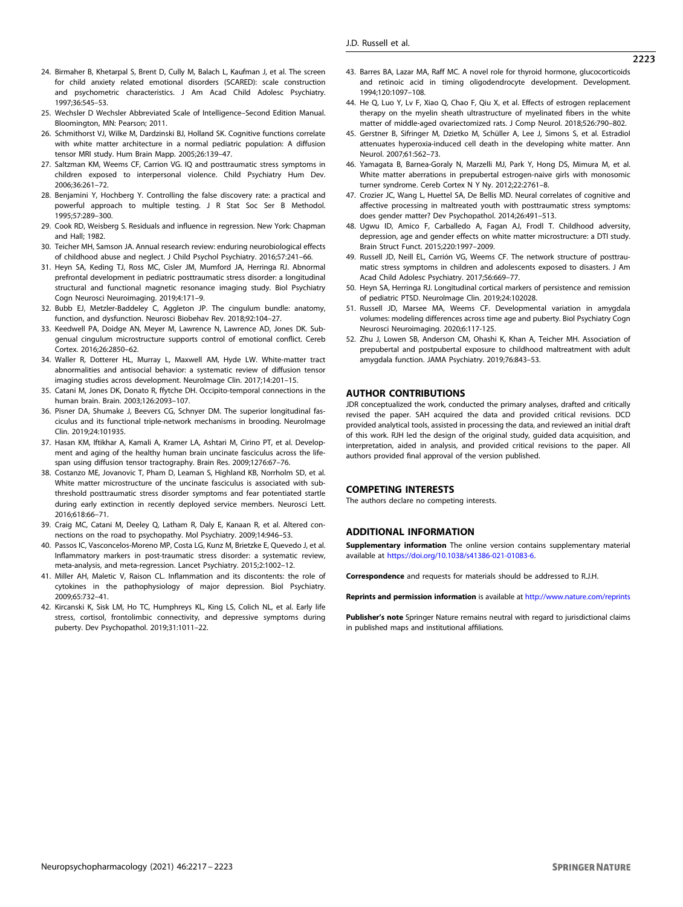24. Birmaher B, Khetarpal S, Brent D, Cully M, Balach L, Kaufman J, et al. The screen for child anxiety related emotional disorders (SCARED): scale construction and psychometric characteristics. J Am Acad Child Adolesc Psychiatry. 1997;36:545–53.
25. Wechsler D Wechsler Abbreviated Scale of Intelligence–Second Edition Manual. Bloomington, MN: Pearson; 2011.
26. Schmithorst VJ, Wilke M, Dardzinski BJ, Holland SK. Cognitive functions correlate with white matter architecture in a normal pediatric population: A diffusion tensor MRI study. Hum Brain Mapp. 2005;26:139–47.
27. Saltzman KM, Weems CF, Carrion VG. IQ and posttraumatic stress symptoms in children exposed to interpersonal violence. Child Psychiatry Hum Dev. 2006;36:261–72.
28. Benjamini Y, Hochberg Y. Controlling the false discovery rate: a practical and powerful approach to multiple testing. J R Stat Soc Ser B Methodol. 1995;57:289–300.
29. Cook RD, Weisberg S. Residuals and influence in regression. New York: Chapman and Hall; 1982.
30. Teicher MH, Samson JA. Annual research review: enduring neurobiological effects of childhood abuse and neglect. J Child Psychol Psychiatry. 2016;57:241–66.
31. Heyn SA, Keding TJ, Ross MC, Cisler JM, Mumford JA, Herringa RJ. Abnormal prefrontal development in pediatric posttraumatic stress disorder: a longitudinal structural and functional magnetic resonance imaging study. Biol Psychiatry Cogn Neurosci Neuroimaging. 2019;4:171–9.
32. Bubb EJ, Metzler-Baddeley C, Aggleton JP. The cingulum bundle: anatomy, function, and dysfunction. Neurosci Biobehav Rev. 2018;92:104–27.
33. Keedwell PA, Doidge AN, Meyer M, Lawrence N, Lawrence AD, Jones DK. Subgenual cingulum microstructure supports control of emotional conflict. Cereb Cortex. 2016;26:2850–62.
34. Waller R, Dotterer HL, Murray L, Maxwell AM, Hyde LW. White-matter tract abnormalities and antisocial behavior: a systematic review of diffusion tensor imaging studies across development. NeuroImage Clin. 2017;14:201–15.
35. Catani M, Jones DK, Donato R, ffytche DH. Occipito-temporal connections in the human brain. Brain. 2003;126:2093–107.
36. Pisner DA, Shumake J, Beevers CG, Schnyer DM. The superior longitudinal fasciculus and its functional triple-network mechanisms in brooding. NeuroImage Clin. 2019;24:101935.
37. Hasan KM, Iftikhar A, Kamali A, Kramer LA, Ashtari M, Cirino PT, et al. Development and aging of the healthy human brain uncinate fasciculus across the lifespan using diffusion tensor tractography. Brain Res. 2009;1276:67–76.
38. Costanzo ME, Jovanovic T, Pham D, Leaman S, Highland KB, Norrholm SD, et al. White matter microstructure of the uncinate fasciculus is associated with subthreshold posttraumatic stress disorder symptoms and fear potentiated startle during early extinction in recently deployed service members. Neurosci Lett. 2016;618:66–71.
39. Craig MC, Catani M, Deeley Q, Latham R, Daly E, Kanaan R, et al. Altered connections on the road to psychopathy. Mol Psychiatry. 2009;14:946–53.
40. Passos IC, Vasconcelos-Moreno MP, Costa LG, Kunz M, Brietzke E, Quevedo J, et al. Inflammatory markers in post-traumatic stress disorder: a systematic review, meta-analysis, and meta-regression. Lancet Psychiatry. 2015;2:1002–12.
41. Miller AH, Maletic V, Raison CL. Inflammation and its discontents: the role of cytokines in the pathophysiology of major depression. Biol Psychiatry. 2009;65:732–41.
42. Kircanski K, Sisk LM, Ho TC, Humphreys KL, King LS, Colich NL, et al. Early life stress, cortisol, frontolimbic connectivity, and depressive symptoms during puberty. Dev Psychopathol. 2019;31:1011–22.
43. Barres BA, Lazar MA, Raff MC. A novel role for thyroid hormone, glucocorticoids and retinoic acid in timing oligodendrocyte development. Development. 1994;120:1097–108.
44. He Q, Luo Y, Lv F, Xiao Q, Chao F, Qiu X, et al. Effects of estrogen replacement therapy on the myelin sheath ultrastructure of myelinated fibers in the white matter of middle-aged ovariectomized rats. J Comp Neurol. 2018;526:790–802.
45. Gerstner B, Sifringer M, Dzietko M, Schüller A, Lee J, Simons S, et al. Estradiol attenuates hyperoxia-induced cell death in the developing white matter. Ann Neurol. 2007;61:562–73.
46. Yamagata B, Barnea-Goraly N, Marzelli MJ, Park Y, Hong DS, Mimura M, et al. White matter aberrations in prepubertal estrogen-naive girls with monosomic turner syndrome. Cereb Cortex N Y Ny. 2012;22:2761–8.
47. Crozier JC, Wang L, Huettel SA, De Bellis MD. Neural correlates of cognitive and affective processing in maltreated youth with posttraumatic stress symptoms: does gender matter? Dev Psychopathol. 2014;26:491–513.
48. Ugwu ID, Amico F, Carballedo A, Fagan AJ, Frodl T. Childhood adversity, depression, age and gender effects on white matter microstructure: a DTI study. Brain Struct Funct. 2015;220:1997–2009.
49. Russell JD, Neill EL, Carrión VG, Weems CF. The network structure of posttraumatic stress symptoms in children and adolescents exposed to disasters. J Am Acad Child Adolesc Psychiatry. 2017;56:669–77.
50. Heyn SA, Herringa RJ. Longitudinal cortical markers of persistence and remission of pediatric PTSD. NeuroImage Clin. 2019;24:102028.
51. Russell JD, Marsee MA, Weems CF. Developmental variation in amygdala volumes: modeling differences across time age and puberty. Biol Psychiatry Cogn Neurosci Neuroimaging. 2020;6:117-125.
52. Zhu J, Lowen SB, Anderson CM, Ohashi K, Khan A, Teicher MH. Association of prepubertal and postpubertal exposure to childhood maltreatment with adult amygdala function. JAMA Psychiatry. 2019;76:843–53.

## AUTHOR CONTRIBUTIONS

JDR conceptualized the work, conducted the primary analyses, drafted and critically revised the paper. SAH acquired the data and provided critical revisions. DCD provided analytical tools, assisted in processing the data, and reviewed an initial draft of this work. RJH led the design of the original study, guided data acquisition, and interpretation, aided in analysis, and provided critical revisions to the paper. All authors provided final approval of the version published.

## COMPETING INTERESTS

The authors declare no competing interests.

## ADDITIONAL INFORMATION

**Supplementary information** The online version contains supplementary material available at https://doi.org/10.1038/s41386-021-01083-6.

**Correspondence** and requests for materials should be addressed to R.J.H.

**Reprints and permission information** is available at http://www.nature.com/reprints

**Publisher's note** Springer Nature remains neutral with regard to jurisdictional claims in published maps and institutional affiliations.